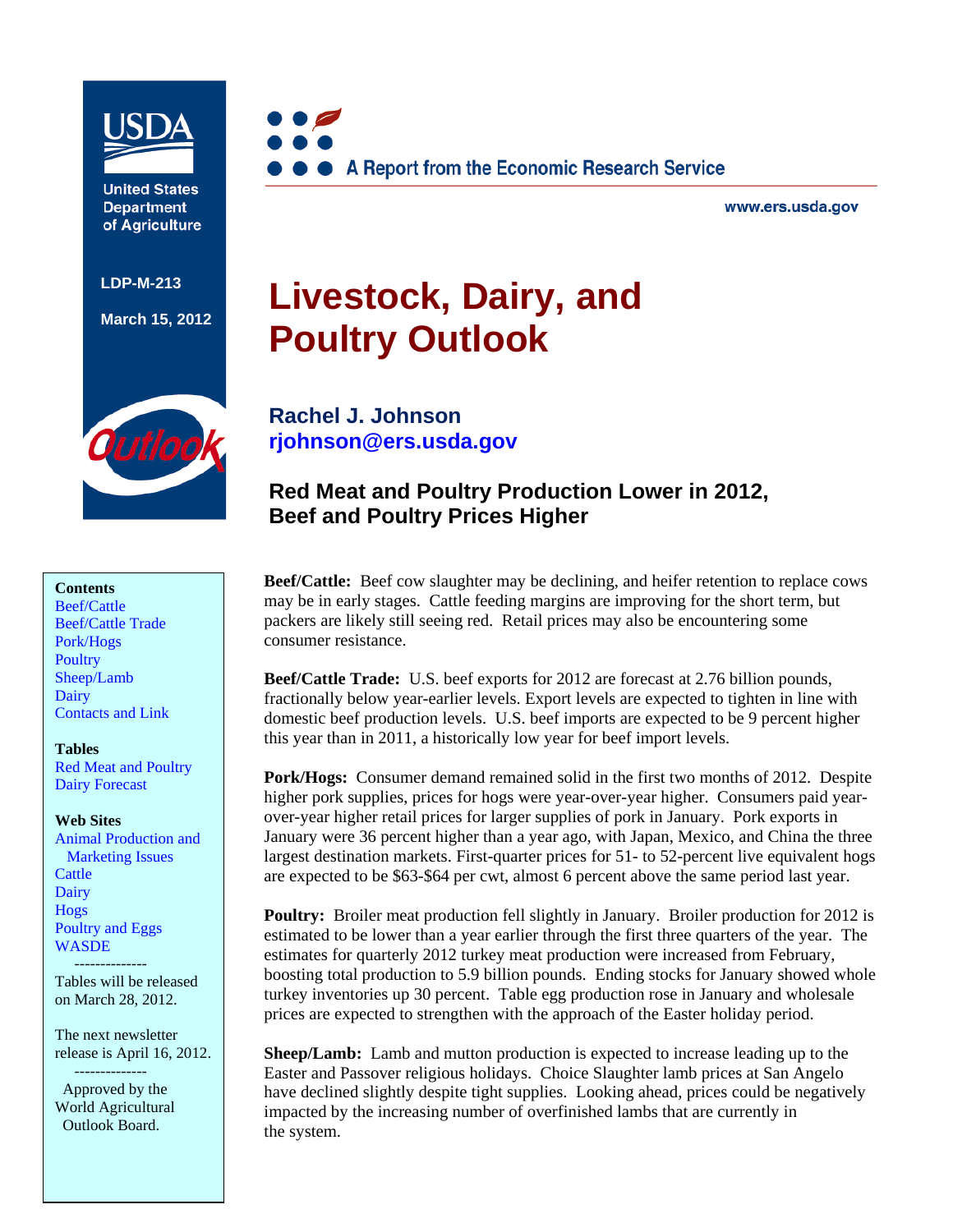United States Department of Agriculture

LDP-M-213

March 15, 2012

A Report from the Economic Research Service

www.ers.usda.gov

# Livestock, Dairy, and Poultry Outlook

**Rachel J. Johnson**
**rjohnson@ers.usda.gov**

## Red Meat and Poultry Production Lower in 2012, Beef and Poultry Prices Higher

**Contents**
Beef/Cattle
Beef/Cattle Trade
Pork/Hogs
Poultry
Sheep/Lamb
Dairy
Contacts and Link

**Tables**
Red Meat and Poultry
Dairy Forecast

**Web Sites**
Animal Production and Marketing Issues
Cattle
Dairy
Hogs
Poultry and Eggs
WASDE

--------------

Tables will be released on March 28, 2012.

The next newsletter release is April 16, 2012.

--------------

Approved by the World Agricultural Outlook Board.

**Beef/Cattle:** Beef cow slaughter may be declining, and heifer retention to replace cows may be in early stages. Cattle feeding margins are improving for the short term, but packers are likely still seeing red. Retail prices may also be encountering some consumer resistance.

**Beef/Cattle Trade:** U.S. beef exports for 2012 are forecast at 2.76 billion pounds, fractionally below year-earlier levels. Export levels are expected to tighten in line with domestic beef production levels. U.S. beef imports are expected to be 9 percent higher this year than in 2011, a historically low year for beef import levels.

**Pork/Hogs:** Consumer demand remained solid in the first two months of 2012. Despite higher pork supplies, prices for hogs were year-over-year higher. Consumers paid year-over-year higher retail prices for larger supplies of pork in January. Pork exports in January were 36 percent higher than a year ago, with Japan, Mexico, and China the three largest destination markets. First-quarter prices for 51- to 52-percent live equivalent hogs are expected to be $63-$64 per cwt, almost 6 percent above the same period last year.

**Poultry:** Broiler meat production fell slightly in January. Broiler production for 2012 is estimated to be lower than a year earlier through the first three quarters of the year. The estimates for quarterly 2012 turkey meat production were increased from February, boosting total production to 5.9 billion pounds. Ending stocks for January showed whole turkey inventories up 30 percent. Table egg production rose in January and wholesale prices are expected to strengthen with the approach of the Easter holiday period.

**Sheep/Lamb:** Lamb and mutton production is expected to increase leading up to the Easter and Passover religious holidays. Choice Slaughter lamb prices at San Angelo have declined slightly despite tight supplies. Looking ahead, prices could be negatively impacted by the increasing number of overfinished lambs that are currently in the system.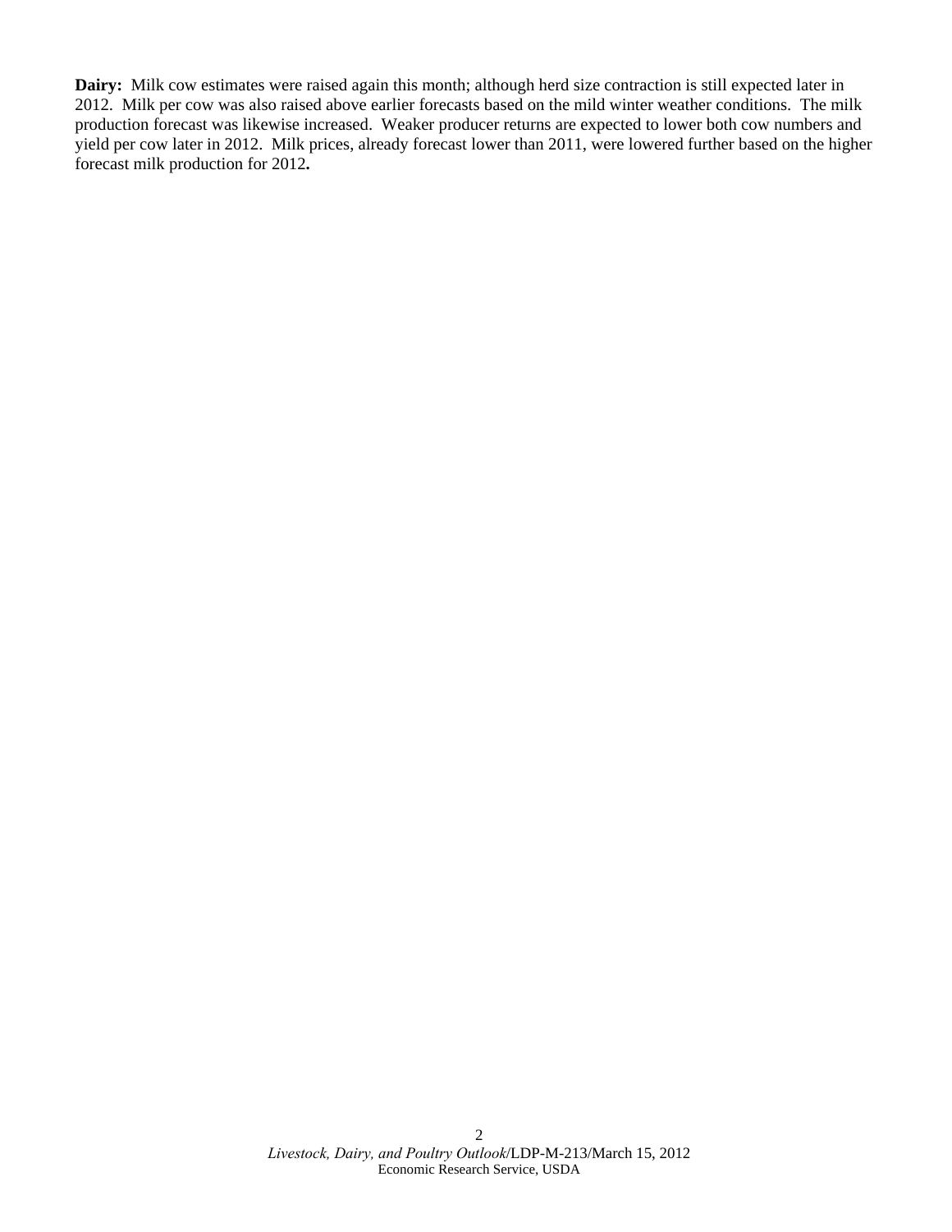**Dairy:** Milk cow estimates were raised again this month; although herd size contraction is still expected later in 2012. Milk per cow was also raised above earlier forecasts based on the mild winter weather conditions. The milk production forecast was likewise increased. Weaker producer returns are expected to lower both cow numbers and yield per cow later in 2012. Milk prices, already forecast lower than 2011, were lowered further based on the higher forecast milk production for 2012**.**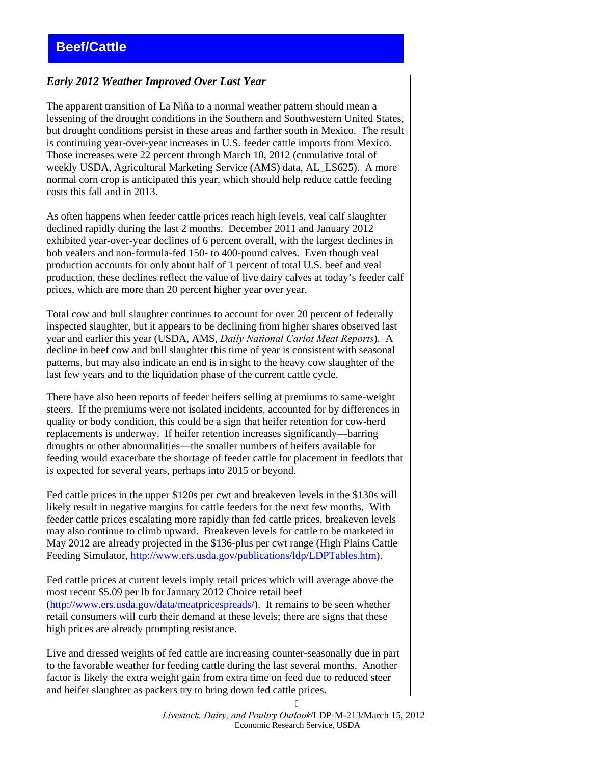# Beef/Cattle

## *Early 2012 Weather Improved Over Last Year*

The apparent transition of La Niña to a normal weather pattern should mean a lessening of the drought conditions in the Southern and Southwestern United States, but drought conditions persist in these areas and farther south in Mexico. The result is continuing year-over-year increases in U.S. feeder cattle imports from Mexico. Those increases were 22 percent through March 10, 2012 (cumulative total of weekly USDA, Agricultural Marketing Service (AMS) data, AL_LS625). A more normal corn crop is anticipated this year, which should help reduce cattle feeding costs this fall and in 2013.

As often happens when feeder cattle prices reach high levels, veal calf slaughter declined rapidly during the last 2 months. December 2011 and January 2012 exhibited year-over-year declines of 6 percent overall, with the largest declines in bob vealers and non-formula-fed 150- to 400-pound calves. Even though veal production accounts for only about half of 1 percent of total U.S. beef and veal production, these declines reflect the value of live dairy calves at today's feeder calf prices, which are more than 20 percent higher year over year.

Total cow and bull slaughter continues to account for over 20 percent of federally inspected slaughter, but it appears to be declining from higher shares observed last year and earlier this year (USDA, AMS, *Daily National Carlot Meat Reports*). A decline in beef cow and bull slaughter this time of year is consistent with seasonal patterns, but may also indicate an end is in sight to the heavy cow slaughter of the last few years and to the liquidation phase of the current cattle cycle.

There have also been reports of feeder heifers selling at premiums to same-weight steers. If the premiums were not isolated incidents, accounted for by differences in quality or body condition, this could be a sign that heifer retention for cow-herd replacements is underway. If heifer retention increases significantly—barring droughts or other abnormalities—the smaller numbers of heifers available for feeding would exacerbate the shortage of feeder cattle for placement in feedlots that is expected for several years, perhaps into 2015 or beyond.

Fed cattle prices in the upper $120s per cwt and breakeven levels in the $130s will likely result in negative margins for cattle feeders for the next few months. With feeder cattle prices escalating more rapidly than fed cattle prices, breakeven levels may also continue to climb upward. Breakeven levels for cattle to be marketed in May 2012 are already projected in the $136-plus per cwt range (High Plains Cattle Feeding Simulator, http://www.ers.usda.gov/publications/ldp/LDPTables.htm).

Fed cattle prices at current levels imply retail prices which will average above the most recent $5.09 per lb for January 2012 Choice retail beef (http://www.ers.usda.gov/data/meatpricespreads/). It remains to be seen whether retail consumers will curb their demand at these levels; there are signs that these high prices are already prompting resistance.

Live and dressed weights of fed cattle are increasing counter-seasonally due in part to the favorable weather for feeding cattle during the last several months. Another factor is likely the extra weight gain from extra time on feed due to reduced steer and heifer slaughter as packers try to bring down fed cattle prices.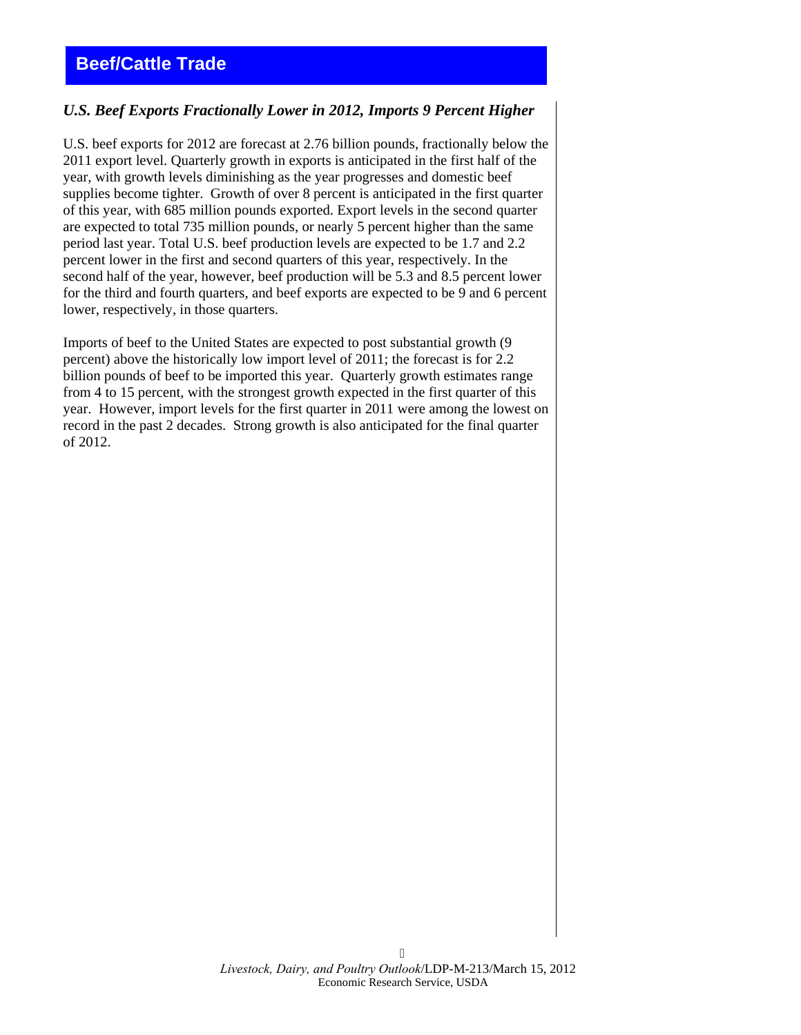# Beef/Cattle Trade

### *U.S. Beef Exports Fractionally Lower in 2012, Imports 9 Percent Higher*

U.S. beef exports for 2012 are forecast at 2.76 billion pounds, fractionally below the 2011 export level. Quarterly growth in exports is anticipated in the first half of the year, with growth levels diminishing as the year progresses and domestic beef supplies become tighter. Growth of over 8 percent is anticipated in the first quarter of this year, with 685 million pounds exported. Export levels in the second quarter are expected to total 735 million pounds, or nearly 5 percent higher than the same period last year. Total U.S. beef production levels are expected to be 1.7 and 2.2 percent lower in the first and second quarters of this year, respectively. In the second half of the year, however, beef production will be 5.3 and 8.5 percent lower for the third and fourth quarters, and beef exports are expected to be 9 and 6 percent lower, respectively, in those quarters.

Imports of beef to the United States are expected to post substantial growth (9 percent) above the historically low import level of 2011; the forecast is for 2.2 billion pounds of beef to be imported this year. Quarterly growth estimates range from 4 to 15 percent, with the strongest growth expected in the first quarter of this year. However, import levels for the first quarter in 2011 were among the lowest on record in the past 2 decades. Strong growth is also anticipated for the final quarter of 2012.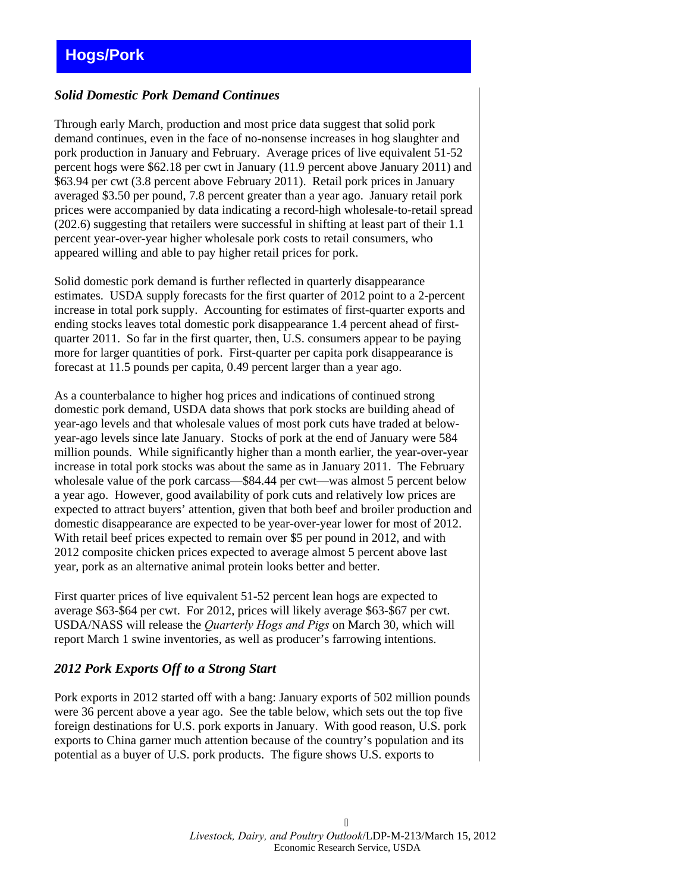# Hogs/Pork

### *Solid Domestic Pork Demand Continues*

Through early March, production and most price data suggest that solid pork demand continues, even in the face of no-nonsense increases in hog slaughter and pork production in January and February. Average prices of live equivalent 51-52 percent hogs were $62.18 per cwt in January (11.9 percent above January 2011) and $63.94 per cwt (3.8 percent above February 2011). Retail pork prices in January averaged $3.50 per pound, 7.8 percent greater than a year ago. January retail pork prices were accompanied by data indicating a record-high wholesale-to-retail spread (202.6) suggesting that retailers were successful in shifting at least part of their 1.1 percent year-over-year higher wholesale pork costs to retail consumers, who appeared willing and able to pay higher retail prices for pork.

Solid domestic pork demand is further reflected in quarterly disappearance estimates. USDA supply forecasts for the first quarter of 2012 point to a 2-percent increase in total pork supply. Accounting for estimates of first-quarter exports and ending stocks leaves total domestic pork disappearance 1.4 percent ahead of first-quarter 2011. So far in the first quarter, then, U.S. consumers appear to be paying more for larger quantities of pork. First-quarter per capita pork disappearance is forecast at 11.5 pounds per capita, 0.49 percent larger than a year ago.

As a counterbalance to higher hog prices and indications of continued strong domestic pork demand, USDA data shows that pork stocks are building ahead of year-ago levels and that wholesale values of most pork cuts have traded at below-year-ago levels since late January. Stocks of pork at the end of January were 584 million pounds. While significantly higher than a month earlier, the year-over-year increase in total pork stocks was about the same as in January 2011. The February wholesale value of the pork carcass—$84.44 per cwt—was almost 5 percent below a year ago. However, good availability of pork cuts and relatively low prices are expected to attract buyers' attention, given that both beef and broiler production and domestic disappearance are expected to be year-over-year lower for most of 2012. With retail beef prices expected to remain over $5 per pound in 2012, and with 2012 composite chicken prices expected to average almost 5 percent above last year, pork as an alternative animal protein looks better and better.

First quarter prices of live equivalent 51-52 percent lean hogs are expected to average $63-$64 per cwt. For 2012, prices will likely average $63-$67 per cwt. USDA/NASS will release the *Quarterly Hogs and Pigs* on March 30, which will report March 1 swine inventories, as well as producer's farrowing intentions.

### *2012 Pork Exports Off to a Strong Start*

Pork exports in 2012 started off with a bang: January exports of 502 million pounds were 36 percent above a year ago. See the table below, which sets out the top five foreign destinations for U.S. pork exports in January. With good reason, U.S. pork exports to China garner much attention because of the country's population and its potential as a buyer of U.S. pork products. The figure shows U.S. exports to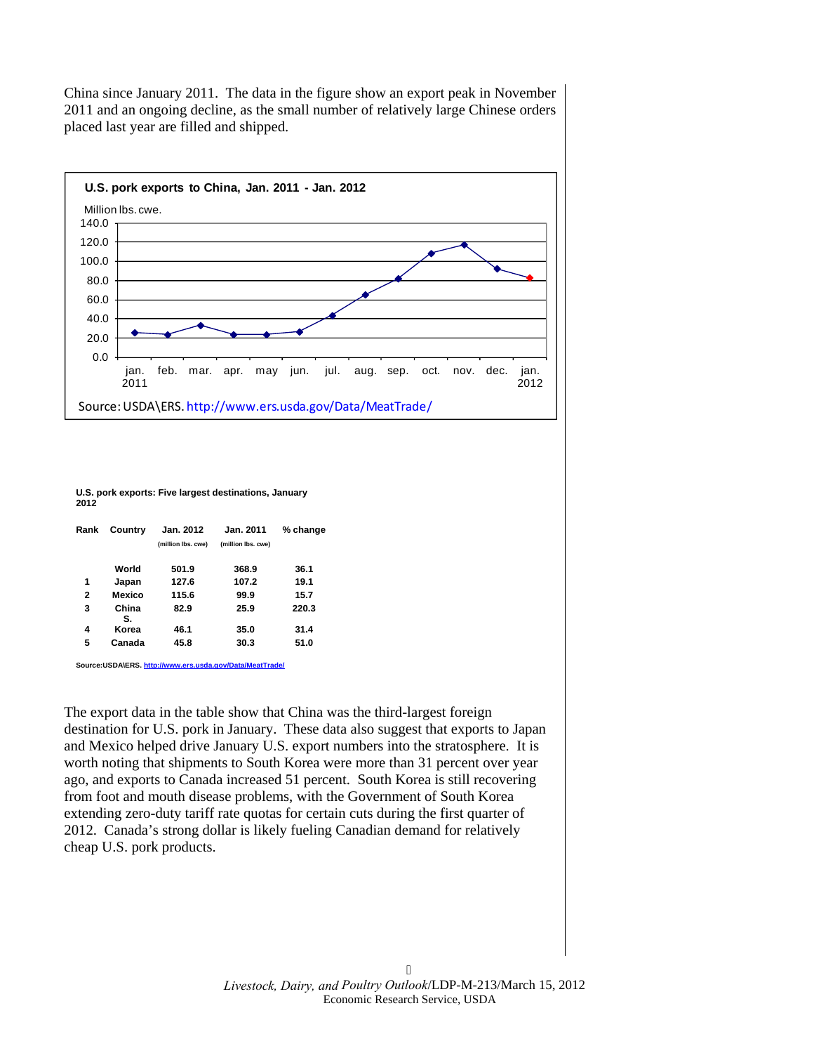China since January 2011. The data in the figure show an export peak in November 2011 and an ongoing decline, as the small number of relatively large Chinese orders placed last year are filled and shipped.

**U.S. pork exports to China, Jan. 2011 - Jan. 2012**

Million lbs. cwe.

Source: USDA\ERS. http://www.ers.usda.gov/Data/MeatTrade/

**U.S. pork exports: Five largest destinations, January 2012**

| Rank | Country | Jan. 2012 (million lbs. cwe) | Jan. 2011 (million lbs. cwe) | % change |
|---|---|---|---|---|
| | World | 501.9 | 368.9 | 36.1 |
| 1 | Japan | 127.6 | 107.2 | 19.1 |
| 2 | Mexico | 115.6 | 99.9 | 15.7 |
| 3 | China | 82.9 | 25.9 | 220.3 |
| 4 | S. Korea | 46.1 | 35.0 | 31.4 |
| 5 | Canada | 45.8 | 30.3 | 51.0 |

Source:USDA\ERS. http://www.ers.usda.gov/Data/MeatTrade/

The export data in the table show that China was the third-largest foreign destination for U.S. pork in January. These data also suggest that exports to Japan and Mexico helped drive January U.S. export numbers into the stratosphere. It is worth noting that shipments to South Korea were more than 31 percent over year ago, and exports to Canada increased 51 percent. South Korea is still recovering from foot and mouth disease problems, with the Government of South Korea extending zero-duty tariff rate quotas for certain cuts during the first quarter of 2012. Canada's strong dollar is likely fueling Canadian demand for relatively cheap U.S. pork products.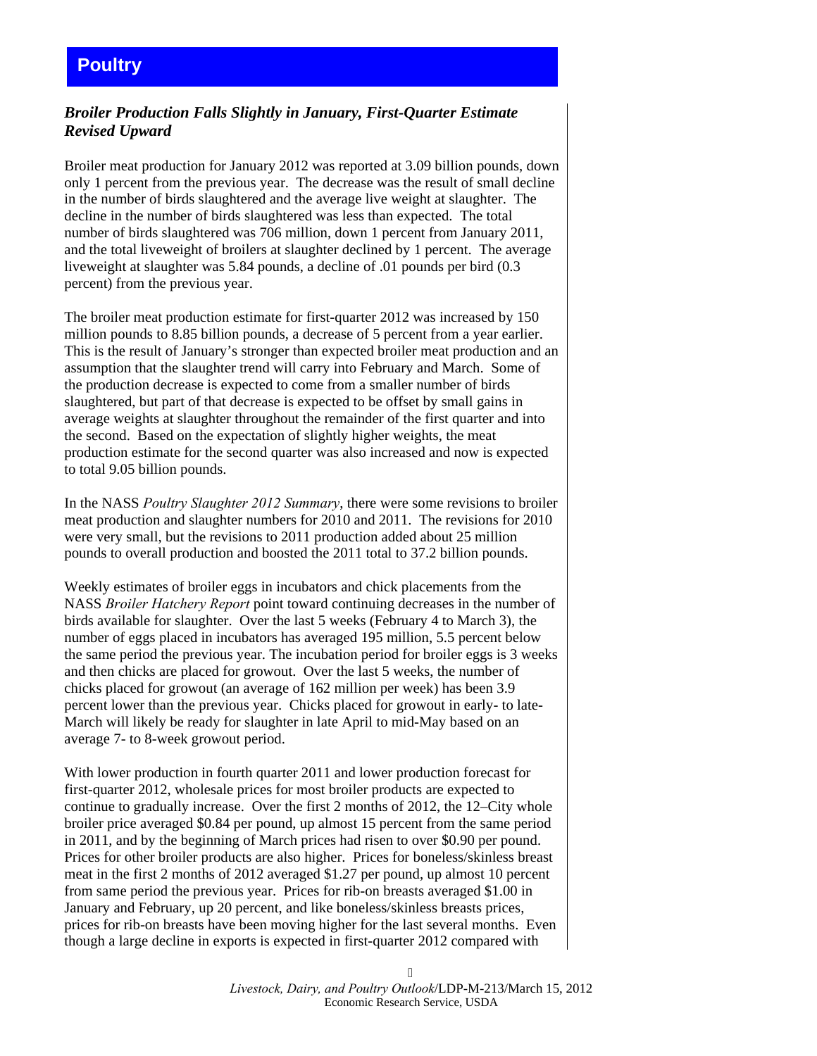# Poultry

***Broiler Production Falls Slightly in January, First-Quarter Estimate Revised Upward***

Broiler meat production for January 2012 was reported at 3.09 billion pounds, down only 1 percent from the previous year. The decrease was the result of small decline in the number of birds slaughtered and the average live weight at slaughter. The decline in the number of birds slaughtered was less than expected. The total number of birds slaughtered was 706 million, down 1 percent from January 2011, and the total liveweight of broilers at slaughter declined by 1 percent. The average liveweight at slaughter was 5.84 pounds, a decline of .01 pounds per bird (0.3 percent) from the previous year.

The broiler meat production estimate for first-quarter 2012 was increased by 150 million pounds to 8.85 billion pounds, a decrease of 5 percent from a year earlier. This is the result of January's stronger than expected broiler meat production and an assumption that the slaughter trend will carry into February and March. Some of the production decrease is expected to come from a smaller number of birds slaughtered, but part of that decrease is expected to be offset by small gains in average weights at slaughter throughout the remainder of the first quarter and into the second. Based on the expectation of slightly higher weights, the meat production estimate for the second quarter was also increased and now is expected to total 9.05 billion pounds.

In the NASS *Poultry Slaughter 2012 Summary*, there were some revisions to broiler meat production and slaughter numbers for 2010 and 2011. The revisions for 2010 were very small, but the revisions to 2011 production added about 25 million pounds to overall production and boosted the 2011 total to 37.2 billion pounds.

Weekly estimates of broiler eggs in incubators and chick placements from the NASS *Broiler Hatchery Report* point toward continuing decreases in the number of birds available for slaughter. Over the last 5 weeks (February 4 to March 3), the number of eggs placed in incubators has averaged 195 million, 5.5 percent below the same period the previous year. The incubation period for broiler eggs is 3 weeks and then chicks are placed for growout. Over the last 5 weeks, the number of chicks placed for growout (an average of 162 million per week) has been 3.9 percent lower than the previous year. Chicks placed for growout in early- to late-March will likely be ready for slaughter in late April to mid-May based on an average 7- to 8-week growout period.

With lower production in fourth quarter 2011 and lower production forecast for first-quarter 2012, wholesale prices for most broiler products are expected to continue to gradually increase. Over the first 2 months of 2012, the 12–City whole broiler price averaged $0.84 per pound, up almost 15 percent from the same period in 2011, and by the beginning of March prices had risen to over $0.90 per pound. Prices for other broiler products are also higher. Prices for boneless/skinless breast meat in the first 2 months of 2012 averaged $1.27 per pound, up almost 10 percent from same period the previous year. Prices for rib-on breasts averaged $1.00 in January and February, up 20 percent, and like boneless/skinless breasts prices, prices for rib-on breasts have been moving higher for the last several months. Even though a large decline in exports is expected in first-quarter 2012 compared with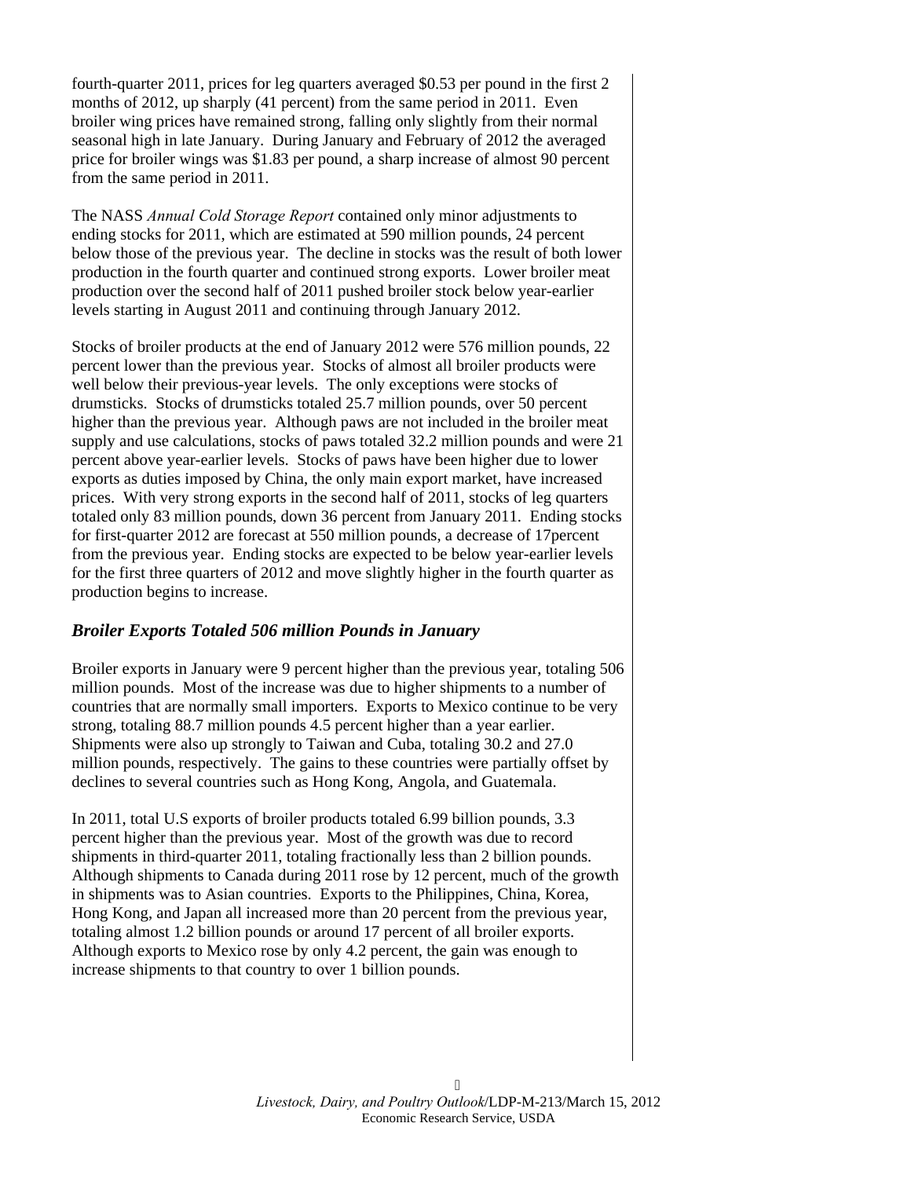fourth-quarter 2011, prices for leg quarters averaged $0.53 per pound in the first 2 months of 2012, up sharply (41 percent) from the same period in 2011. Even broiler wing prices have remained strong, falling only slightly from their normal seasonal high in late January. During January and February of 2012 the averaged price for broiler wings was $1.83 per pound, a sharp increase of almost 90 percent from the same period in 2011.

The NASS *Annual Cold Storage Report* contained only minor adjustments to ending stocks for 2011, which are estimated at 590 million pounds, 24 percent below those of the previous year. The decline in stocks was the result of both lower production in the fourth quarter and continued strong exports. Lower broiler meat production over the second half of 2011 pushed broiler stock below year-earlier levels starting in August 2011 and continuing through January 2012.

Stocks of broiler products at the end of January 2012 were 576 million pounds, 22 percent lower than the previous year. Stocks of almost all broiler products were well below their previous-year levels. The only exceptions were stocks of drumsticks. Stocks of drumsticks totaled 25.7 million pounds, over 50 percent higher than the previous year. Although paws are not included in the broiler meat supply and use calculations, stocks of paws totaled 32.2 million pounds and were 21 percent above year-earlier levels. Stocks of paws have been higher due to lower exports as duties imposed by China, the only main export market, have increased prices. With very strong exports in the second half of 2011, stocks of leg quarters totaled only 83 million pounds, down 36 percent from January 2011. Ending stocks for first-quarter 2012 are forecast at 550 million pounds, a decrease of 17percent from the previous year. Ending stocks are expected to be below year-earlier levels for the first three quarters of 2012 and move slightly higher in the fourth quarter as production begins to increase.

### *Broiler Exports Totaled 506 million Pounds in January*

Broiler exports in January were 9 percent higher than the previous year, totaling 506 million pounds. Most of the increase was due to higher shipments to a number of countries that are normally small importers. Exports to Mexico continue to be very strong, totaling 88.7 million pounds 4.5 percent higher than a year earlier. Shipments were also up strongly to Taiwan and Cuba, totaling 30.2 and 27.0 million pounds, respectively. The gains to these countries were partially offset by declines to several countries such as Hong Kong, Angola, and Guatemala.

In 2011, total U.S exports of broiler products totaled 6.99 billion pounds, 3.3 percent higher than the previous year. Most of the growth was due to record shipments in third-quarter 2011, totaling fractionally less than 2 billion pounds. Although shipments to Canada during 2011 rose by 12 percent, much of the growth in shipments was to Asian countries. Exports to the Philippines, China, Korea, Hong Kong, and Japan all increased more than 20 percent from the previous year, totaling almost 1.2 billion pounds or around 17 percent of all broiler exports. Although exports to Mexico rose by only 4.2 percent, the gain was enough to increase shipments to that country to over 1 billion pounds.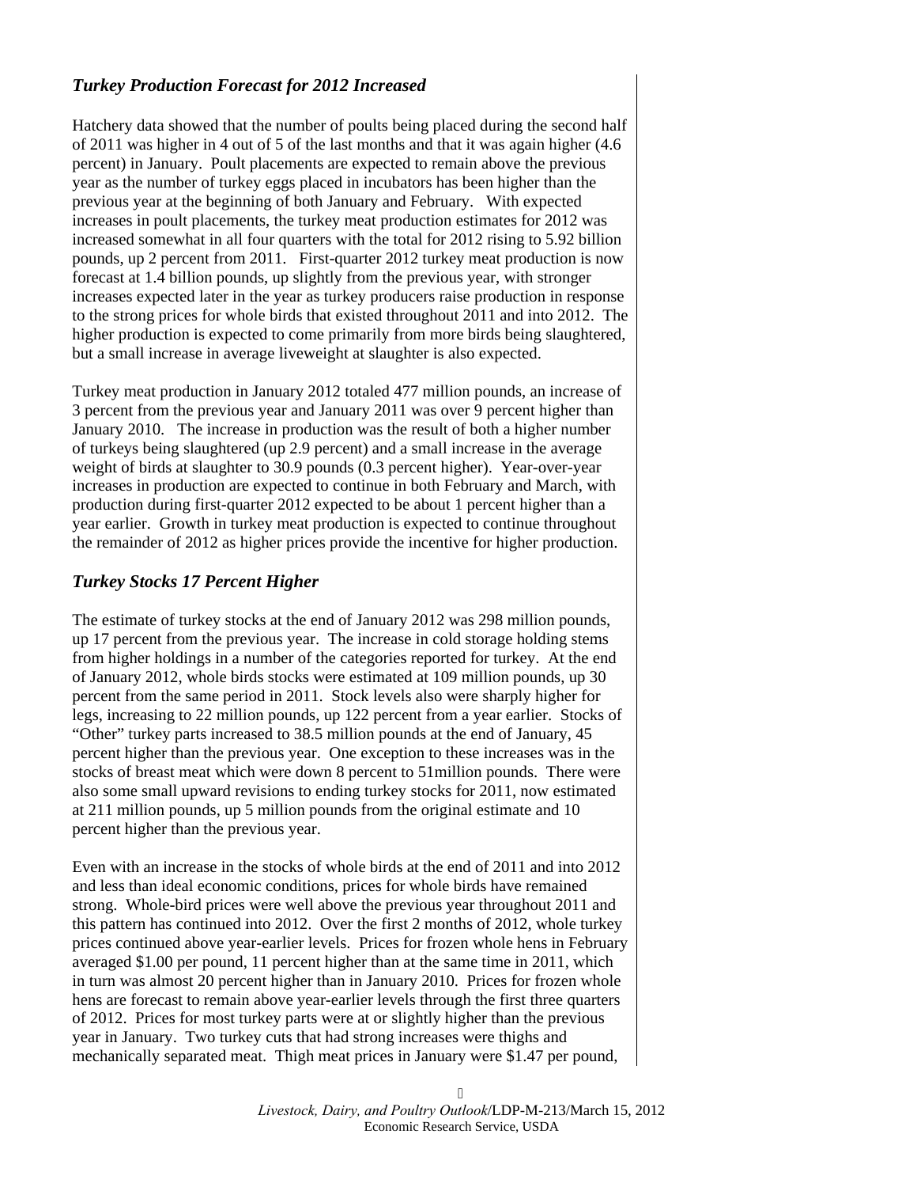### *Turkey Production Forecast for 2012 Increased*

Hatchery data showed that the number of poults being placed during the second half of 2011 was higher in 4 out of 5 of the last months and that it was again higher (4.6 percent) in January. Poult placements are expected to remain above the previous year as the number of turkey eggs placed in incubators has been higher than the previous year at the beginning of both January and February. With expected increases in poult placements, the turkey meat production estimates for 2012 was increased somewhat in all four quarters with the total for 2012 rising to 5.92 billion pounds, up 2 percent from 2011. First-quarter 2012 turkey meat production is now forecast at 1.4 billion pounds, up slightly from the previous year, with stronger increases expected later in the year as turkey producers raise production in response to the strong prices for whole birds that existed throughout 2011 and into 2012. The higher production is expected to come primarily from more birds being slaughtered, but a small increase in average liveweight at slaughter is also expected.

Turkey meat production in January 2012 totaled 477 million pounds, an increase of 3 percent from the previous year and January 2011 was over 9 percent higher than January 2010. The increase in production was the result of both a higher number of turkeys being slaughtered (up 2.9 percent) and a small increase in the average weight of birds at slaughter to 30.9 pounds (0.3 percent higher). Year-over-year increases in production are expected to continue in both February and March, with production during first-quarter 2012 expected to be about 1 percent higher than a year earlier. Growth in turkey meat production is expected to continue throughout the remainder of 2012 as higher prices provide the incentive for higher production.

### *Turkey Stocks 17 Percent Higher*

The estimate of turkey stocks at the end of January 2012 was 298 million pounds, up 17 percent from the previous year. The increase in cold storage holding stems from higher holdings in a number of the categories reported for turkey. At the end of January 2012, whole birds stocks were estimated at 109 million pounds, up 30 percent from the same period in 2011. Stock levels also were sharply higher for legs, increasing to 22 million pounds, up 122 percent from a year earlier. Stocks of "Other" turkey parts increased to 38.5 million pounds at the end of January, 45 percent higher than the previous year. One exception to these increases was in the stocks of breast meat which were down 8 percent to 51million pounds. There were also some small upward revisions to ending turkey stocks for 2011, now estimated at 211 million pounds, up 5 million pounds from the original estimate and 10 percent higher than the previous year.

Even with an increase in the stocks of whole birds at the end of 2011 and into 2012 and less than ideal economic conditions, prices for whole birds have remained strong. Whole-bird prices were well above the previous year throughout 2011 and this pattern has continued into 2012. Over the first 2 months of 2012, whole turkey prices continued above year-earlier levels. Prices for frozen whole hens in February averaged $1.00 per pound, 11 percent higher than at the same time in 2011, which in turn was almost 20 percent higher than in January 2010. Prices for frozen whole hens are forecast to remain above year-earlier levels through the first three quarters of 2012. Prices for most turkey parts were at or slightly higher than the previous year in January. Two turkey cuts that had strong increases were thighs and mechanically separated meat. Thigh meat prices in January were $1.47 per pound,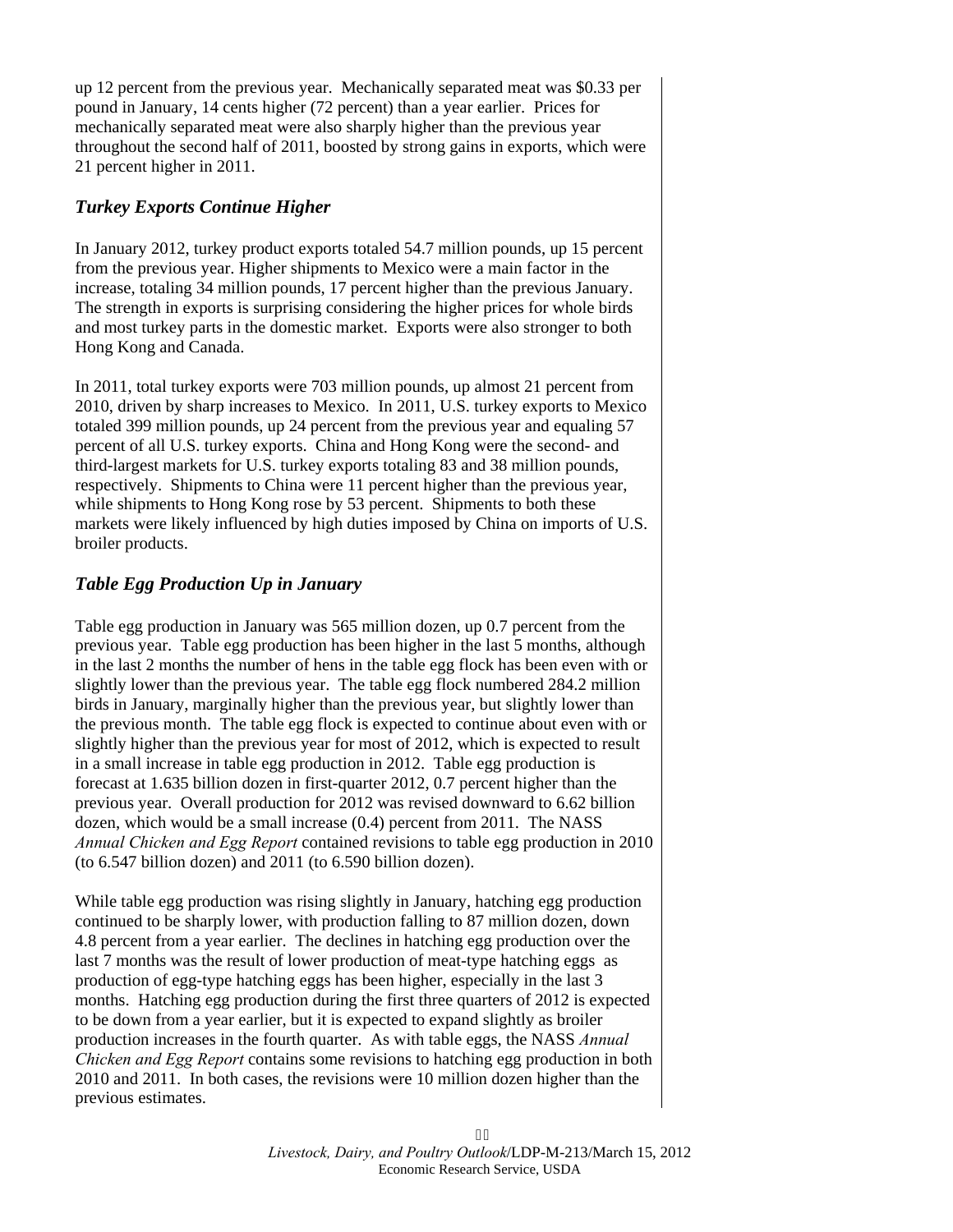up 12 percent from the previous year. Mechanically separated meat was $0.33 per pound in January, 14 cents higher (72 percent) than a year earlier. Prices for mechanically separated meat were also sharply higher than the previous year throughout the second half of 2011, boosted by strong gains in exports, which were 21 percent higher in 2011.

### *Turkey Exports Continue Higher*

In January 2012, turkey product exports totaled 54.7 million pounds, up 15 percent from the previous year. Higher shipments to Mexico were a main factor in the increase, totaling 34 million pounds, 17 percent higher than the previous January. The strength in exports is surprising considering the higher prices for whole birds and most turkey parts in the domestic market. Exports were also stronger to both Hong Kong and Canada.

In 2011, total turkey exports were 703 million pounds, up almost 21 percent from 2010, driven by sharp increases to Mexico. In 2011, U.S. turkey exports to Mexico totaled 399 million pounds, up 24 percent from the previous year and equaling 57 percent of all U.S. turkey exports. China and Hong Kong were the second- and third-largest markets for U.S. turkey exports totaling 83 and 38 million pounds, respectively. Shipments to China were 11 percent higher than the previous year, while shipments to Hong Kong rose by 53 percent. Shipments to both these markets were likely influenced by high duties imposed by China on imports of U.S. broiler products.

### *Table Egg Production Up in January*

Table egg production in January was 565 million dozen, up 0.7 percent from the previous year. Table egg production has been higher in the last 5 months, although in the last 2 months the number of hens in the table egg flock has been even with or slightly lower than the previous year. The table egg flock numbered 284.2 million birds in January, marginally higher than the previous year, but slightly lower than the previous month. The table egg flock is expected to continue about even with or slightly higher than the previous year for most of 2012, which is expected to result in a small increase in table egg production in 2012. Table egg production is forecast at 1.635 billion dozen in first-quarter 2012, 0.7 percent higher than the previous year. Overall production for 2012 was revised downward to 6.62 billion dozen, which would be a small increase (0.4) percent from 2011. The NASS *Annual Chicken and Egg Report* contained revisions to table egg production in 2010 (to 6.547 billion dozen) and 2011 (to 6.590 billion dozen).

While table egg production was rising slightly in January, hatching egg production continued to be sharply lower, with production falling to 87 million dozen, down 4.8 percent from a year earlier. The declines in hatching egg production over the last 7 months was the result of lower production of meat-type hatching eggs as production of egg-type hatching eggs has been higher, especially in the last 3 months. Hatching egg production during the first three quarters of 2012 is expected to be down from a year earlier, but it is expected to expand slightly as broiler production increases in the fourth quarter. As with table eggs, the NASS *Annual Chicken and Egg Report* contains some revisions to hatching egg production in both 2010 and 2011. In both cases, the revisions were 10 million dozen higher than the previous estimates.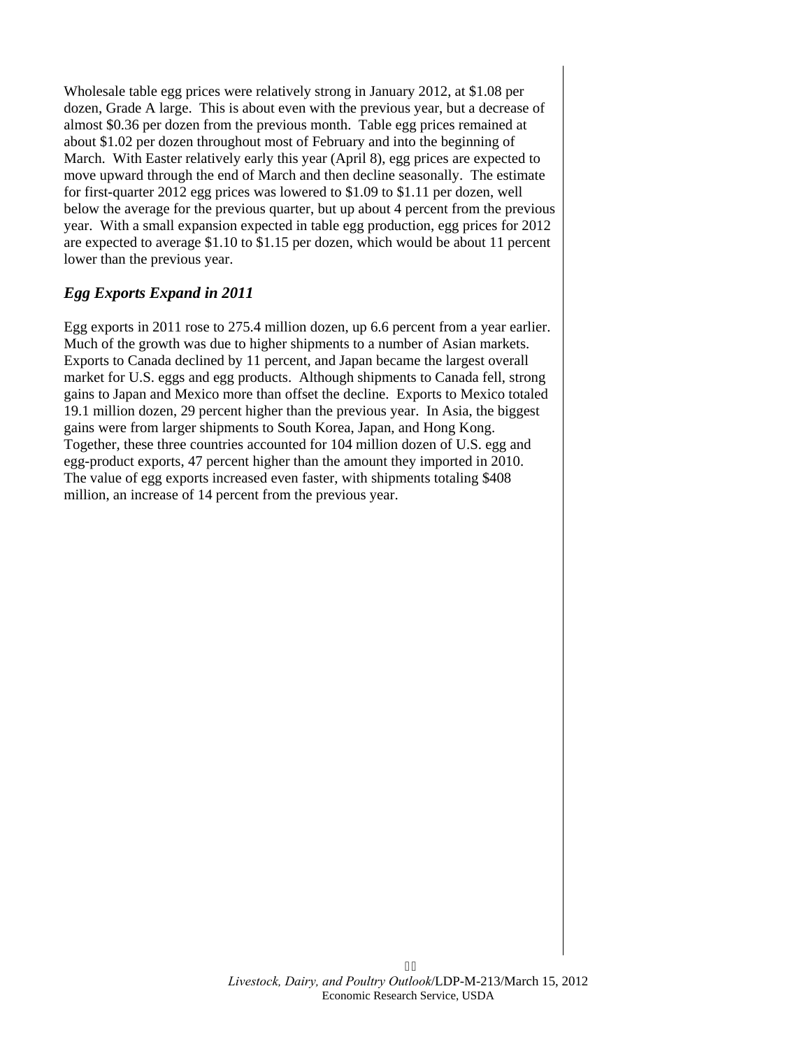Wholesale table egg prices were relatively strong in January 2012, at $1.08 per dozen, Grade A large. This is about even with the previous year, but a decrease of almost $0.36 per dozen from the previous month. Table egg prices remained at about $1.02 per dozen throughout most of February and into the beginning of March. With Easter relatively early this year (April 8), egg prices are expected to move upward through the end of March and then decline seasonally. The estimate for first-quarter 2012 egg prices was lowered to $1.09 to $1.11 per dozen, well below the average for the previous quarter, but up about 4 percent from the previous year. With a small expansion expected in table egg production, egg prices for 2012 are expected to average $1.10 to $1.15 per dozen, which would be about 11 percent lower than the previous year.

### *Egg Exports Expand in 2011*

Egg exports in 2011 rose to 275.4 million dozen, up 6.6 percent from a year earlier. Much of the growth was due to higher shipments to a number of Asian markets. Exports to Canada declined by 11 percent, and Japan became the largest overall market for U.S. eggs and egg products. Although shipments to Canada fell, strong gains to Japan and Mexico more than offset the decline. Exports to Mexico totaled 19.1 million dozen, 29 percent higher than the previous year. In Asia, the biggest gains were from larger shipments to South Korea, Japan, and Hong Kong. Together, these three countries accounted for 104 million dozen of U.S. egg and egg-product exports, 47 percent higher than the amount they imported in 2010. The value of egg exports increased even faster, with shipments totaling $408 million, an increase of 14 percent from the previous year.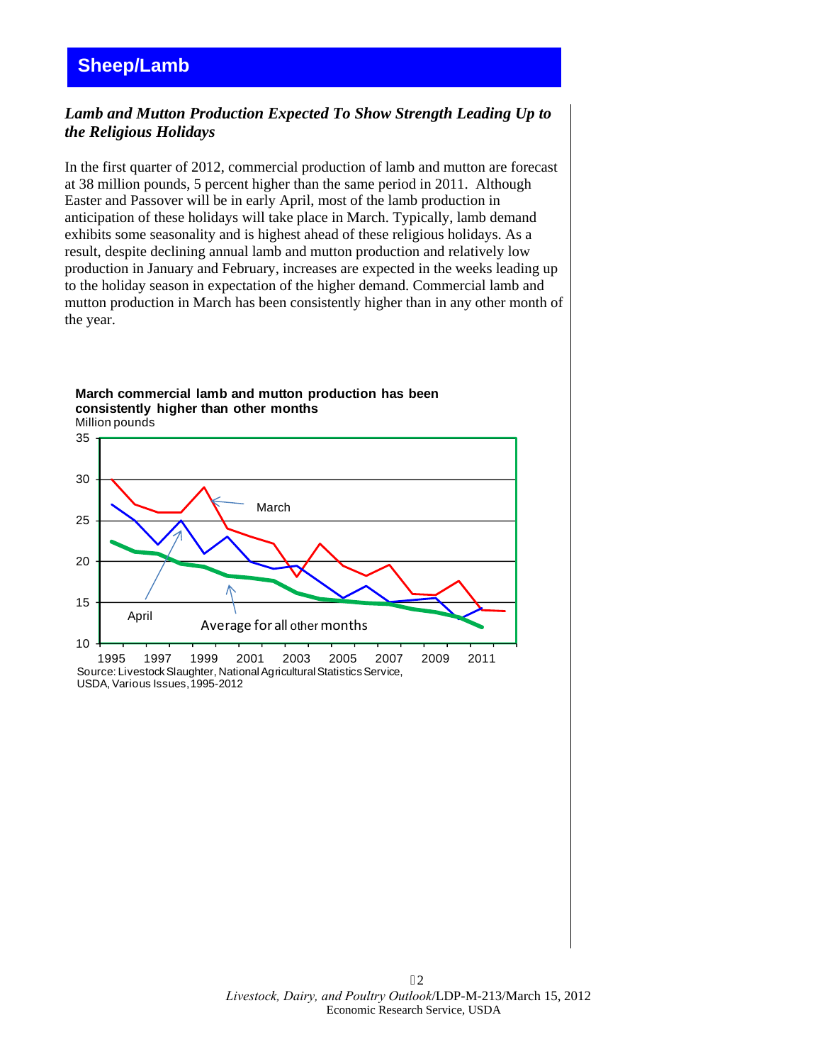# Sheep/Lamb

## *Lamb and Mutton Production Expected To Show Strength Leading Up to the Religious Holidays*

In the first quarter of 2012, commercial production of lamb and mutton are forecast at 38 million pounds, 5 percent higher than the same period in 2011. Although Easter and Passover will be in early April, most of the lamb production in anticipation of these holidays will take place in March. Typically, lamb demand exhibits some seasonality and is highest ahead of these religious holidays. As a result, despite declining annual lamb and mutton production and relatively low production in January and February, increases are expected in the weeks leading up to the holiday season in expectation of the higher demand. Commercial lamb and mutton production in March has been consistently higher than in any other month of the year.

**March commercial lamb and mutton production has been consistently higher than other months**

Million pounds

Source: Livestock Slaughter, National Agricultural Statistics Service, USDA, Various Issues, 1995-2012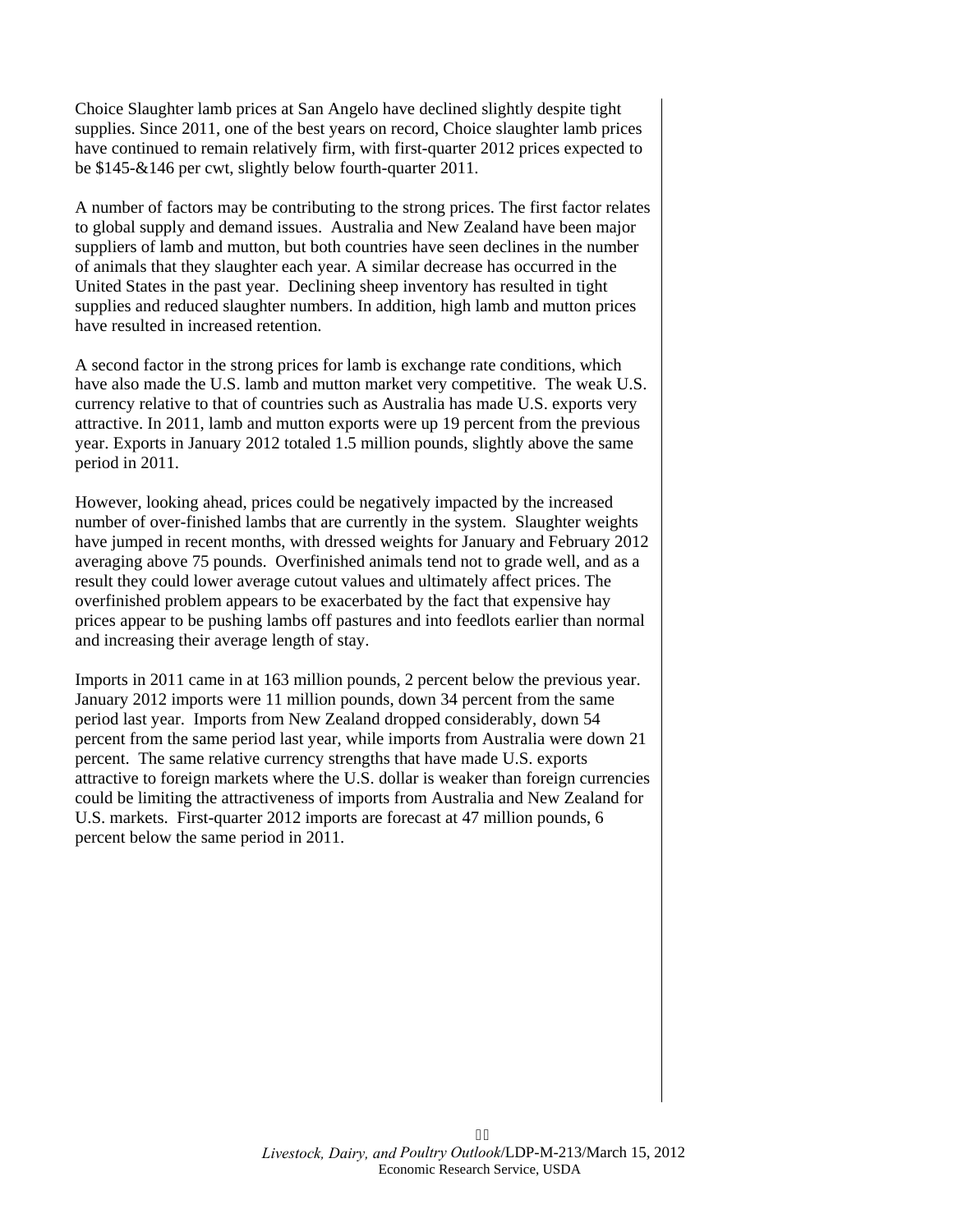Choice Slaughter lamb prices at San Angelo have declined slightly despite tight supplies. Since 2011, one of the best years on record, Choice slaughter lamb prices have continued to remain relatively firm, with first-quarter 2012 prices expected to be $145-&146 per cwt, slightly below fourth-quarter 2011.

A number of factors may be contributing to the strong prices. The first factor relates to global supply and demand issues. Australia and New Zealand have been major suppliers of lamb and mutton, but both countries have seen declines in the number of animals that they slaughter each year. A similar decrease has occurred in the United States in the past year. Declining sheep inventory has resulted in tight supplies and reduced slaughter numbers. In addition, high lamb and mutton prices have resulted in increased retention.

A second factor in the strong prices for lamb is exchange rate conditions, which have also made the U.S. lamb and mutton market very competitive. The weak U.S. currency relative to that of countries such as Australia has made U.S. exports very attractive. In 2011, lamb and mutton exports were up 19 percent from the previous year. Exports in January 2012 totaled 1.5 million pounds, slightly above the same period in 2011.

However, looking ahead, prices could be negatively impacted by the increased number of over-finished lambs that are currently in the system. Slaughter weights have jumped in recent months, with dressed weights for January and February 2012 averaging above 75 pounds. Overfinished animals tend not to grade well, and as a result they could lower average cutout values and ultimately affect prices. The overfinished problem appears to be exacerbated by the fact that expensive hay prices appear to be pushing lambs off pastures and into feedlots earlier than normal and increasing their average length of stay.

Imports in 2011 came in at 163 million pounds, 2 percent below the previous year. January 2012 imports were 11 million pounds, down 34 percent from the same period last year. Imports from New Zealand dropped considerably, down 54 percent from the same period last year, while imports from Australia were down 21 percent. The same relative currency strengths that have made U.S. exports attractive to foreign markets where the U.S. dollar is weaker than foreign currencies could be limiting the attractiveness of imports from Australia and New Zealand for U.S. markets. First-quarter 2012 imports are forecast at 47 million pounds, 6 percent below the same period in 2011.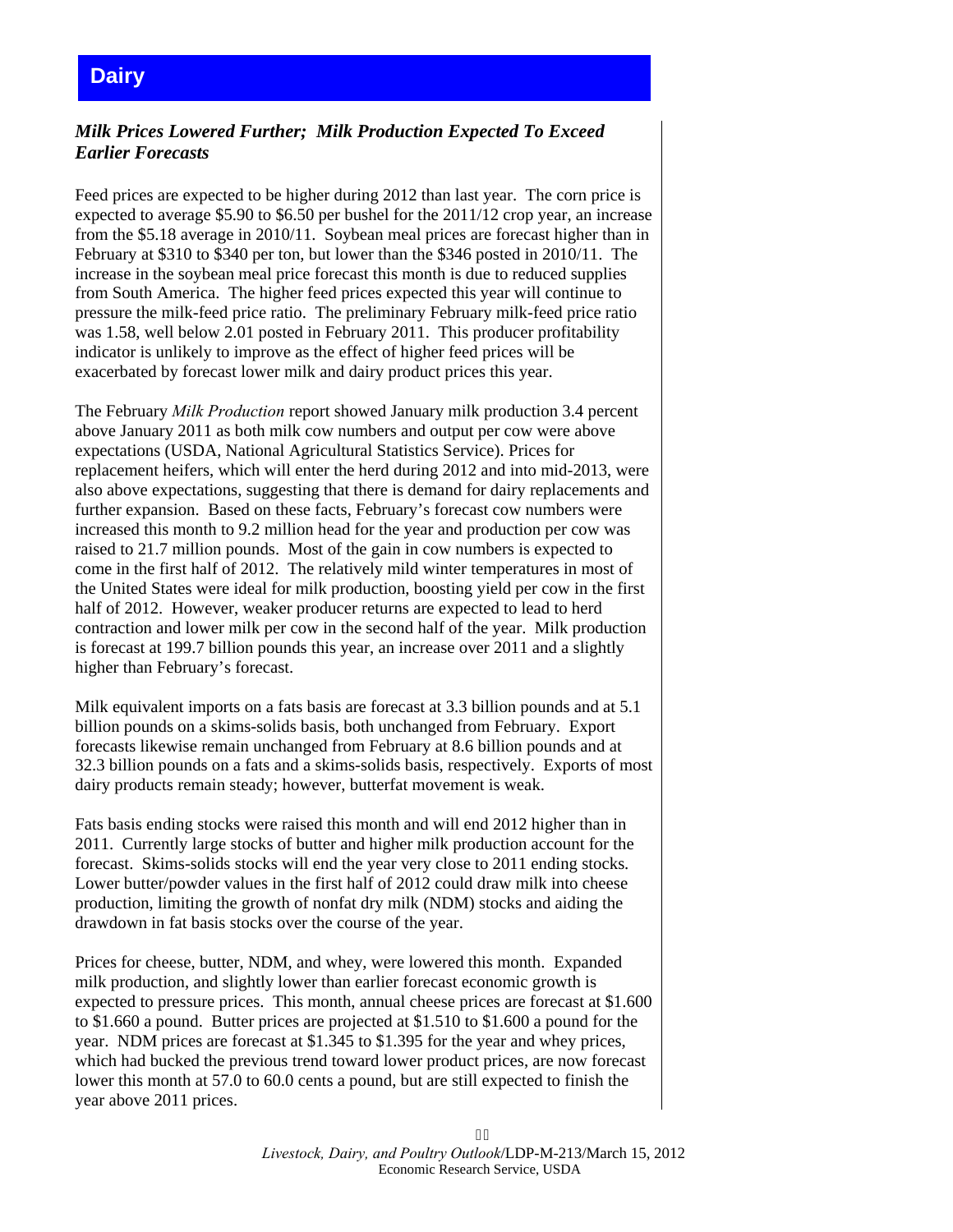# Dairy

## *Milk Prices Lowered Further; Milk Production Expected To Exceed Earlier Forecasts*

Feed prices are expected to be higher during 2012 than last year. The corn price is expected to average $5.90 to $6.50 per bushel for the 2011/12 crop year, an increase from the $5.18 average in 2010/11. Soybean meal prices are forecast higher than in February at $310 to $340 per ton, but lower than the $346 posted in 2010/11. The increase in the soybean meal price forecast this month is due to reduced supplies from South America. The higher feed prices expected this year will continue to pressure the milk-feed price ratio. The preliminary February milk-feed price ratio was 1.58, well below 2.01 posted in February 2011. This producer profitability indicator is unlikely to improve as the effect of higher feed prices will be exacerbated by forecast lower milk and dairy product prices this year.

The February *Milk Production* report showed January milk production 3.4 percent above January 2011 as both milk cow numbers and output per cow were above expectations (USDA, National Agricultural Statistics Service). Prices for replacement heifers, which will enter the herd during 2012 and into mid-2013, were also above expectations, suggesting that there is demand for dairy replacements and further expansion. Based on these facts, February's forecast cow numbers were increased this month to 9.2 million head for the year and production per cow was raised to 21.7 million pounds. Most of the gain in cow numbers is expected to come in the first half of 2012. The relatively mild winter temperatures in most of the United States were ideal for milk production, boosting yield per cow in the first half of 2012. However, weaker producer returns are expected to lead to herd contraction and lower milk per cow in the second half of the year. Milk production is forecast at 199.7 billion pounds this year, an increase over 2011 and a slightly higher than February's forecast.

Milk equivalent imports on a fats basis are forecast at 3.3 billion pounds and at 5.1 billion pounds on a skims-solids basis, both unchanged from February. Export forecasts likewise remain unchanged from February at 8.6 billion pounds and at 32.3 billion pounds on a fats and a skims-solids basis, respectively. Exports of most dairy products remain steady; however, butterfat movement is weak.

Fats basis ending stocks were raised this month and will end 2012 higher than in 2011. Currently large stocks of butter and higher milk production account for the forecast. Skims-solids stocks will end the year very close to 2011 ending stocks. Lower butter/powder values in the first half of 2012 could draw milk into cheese production, limiting the growth of nonfat dry milk (NDM) stocks and aiding the drawdown in fat basis stocks over the course of the year.

Prices for cheese, butter, NDM, and whey, were lowered this month. Expanded milk production, and slightly lower than earlier forecast economic growth is expected to pressure prices. This month, annual cheese prices are forecast at $1.600 to $1.660 a pound. Butter prices are projected at $1.510 to $1.600 a pound for the year. NDM prices are forecast at $1.345 to $1.395 for the year and whey prices, which had bucked the previous trend toward lower product prices, are now forecast lower this month at 57.0 to 60.0 cents a pound, but are still expected to finish the year above 2011 prices.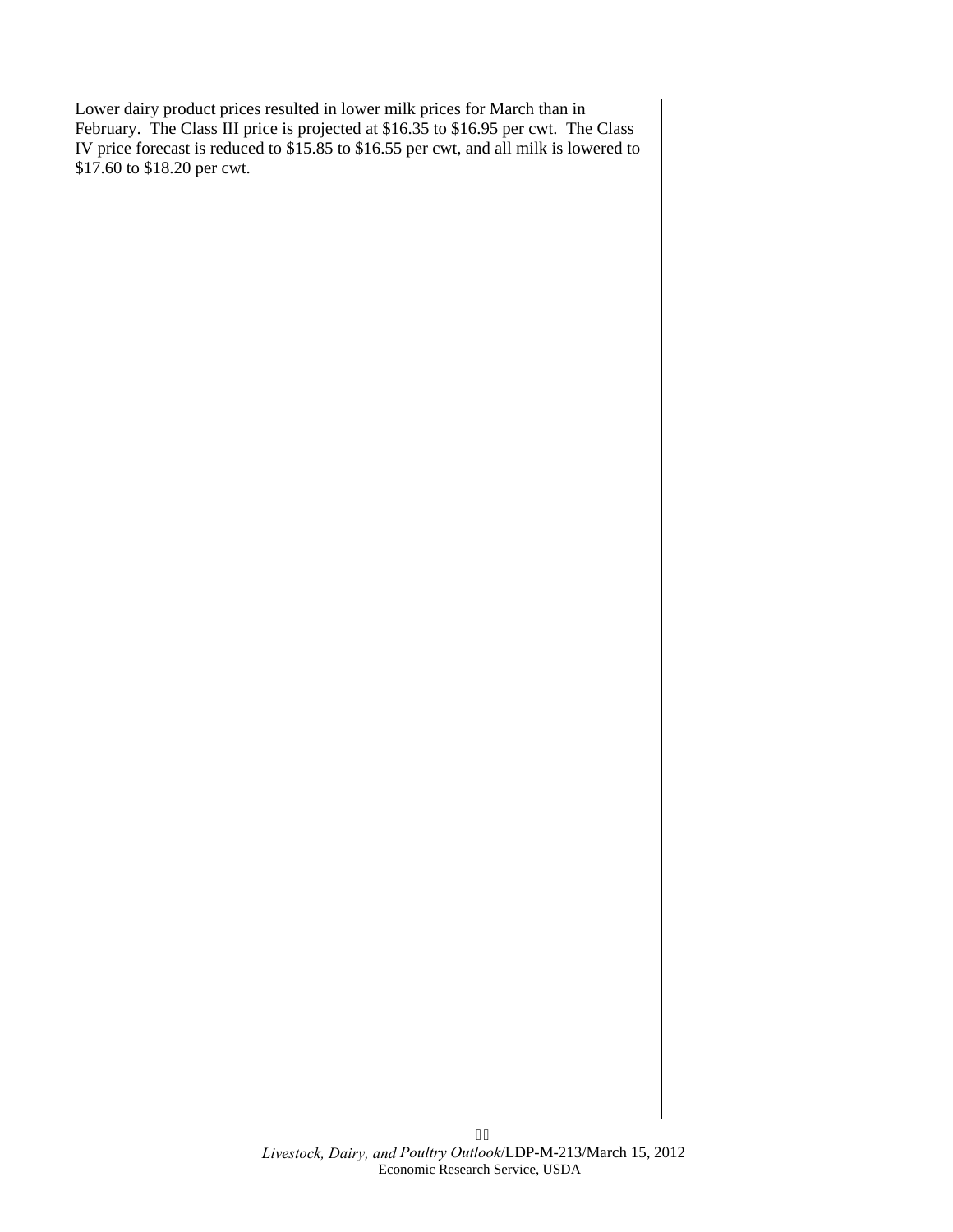Lower dairy product prices resulted in lower milk prices for March than in February. The Class III price is projected at $16.35 to $16.95 per cwt. The Class IV price forecast is reduced to $15.85 to $16.55 per cwt, and all milk is lowered to $17.60 to $18.20 per cwt.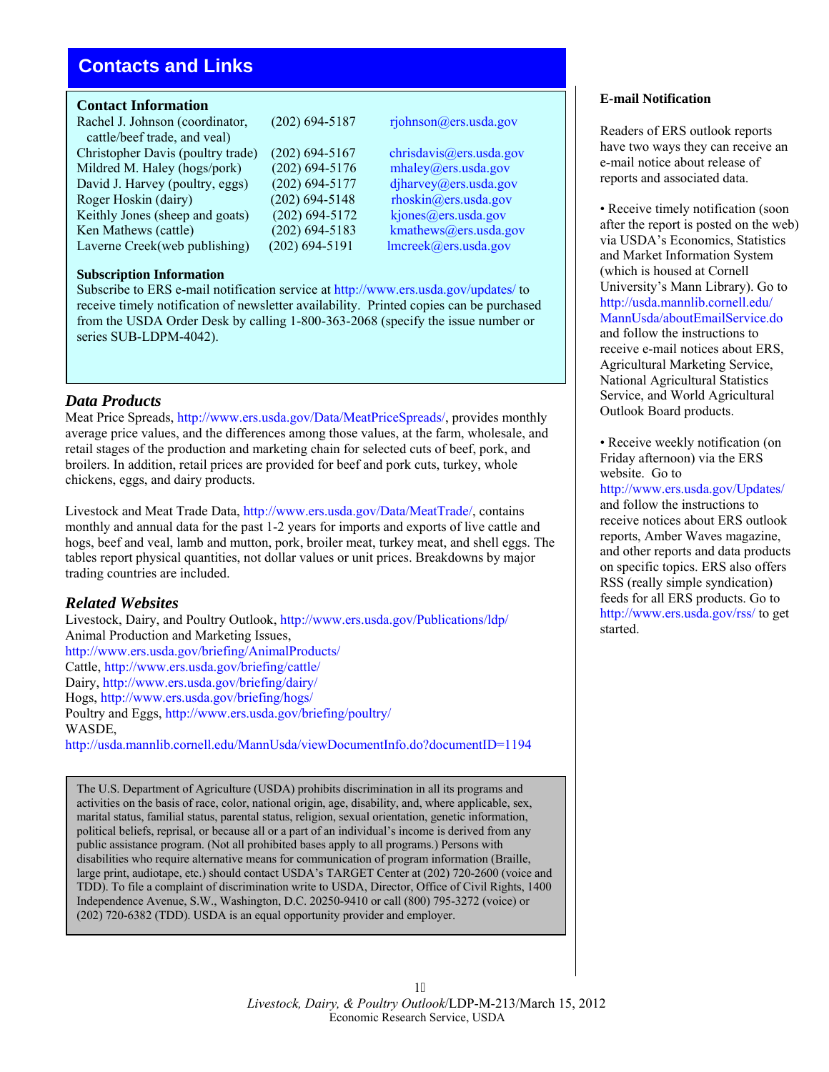## Contacts and Links

### Contact Information

| | | |
|---|---|---|
| Rachel J. Johnson (coordinator, cattle/beef trade, and veal) | (202) 694-5187 | rjohnson@ers.usda.gov |
| Christopher Davis (poultry trade) | (202) 694-5167 | chrisdavis@ers.usda.gov |
| Mildred M. Haley (hogs/pork) | (202) 694-5176 | mhaley@ers.usda.gov |
| David J. Harvey (poultry, eggs) | (202) 694-5177 | djharvey@ers.usda.gov |
| Roger Hoskin (dairy) | (202) 694-5148 | rhoskin@ers.usda.gov |
| Keithly Jones (sheep and goats) | (202) 694-5172 | kjones@ers.usda.gov |
| Ken Mathews (cattle) | (202) 694-5183 | kmathews@ers.usda.gov |
| Laverne Creek(web publishing) | (202) 694-5191 | lmcreek@ers.usda.gov |

**Subscription Information**

Subscribe to ERS e-mail notification service at http://www.ers.usda.gov/updates/ to receive timely notification of newsletter availability. Printed copies can be purchased from the USDA Order Desk by calling 1-800-363-2068 (specify the issue number or series SUB-LDPM-4042).

### *Data Products*

Meat Price Spreads, http://www.ers.usda.gov/Data/MeatPriceSpreads/, provides monthly average price values, and the differences among those values, at the farm, wholesale, and retail stages of the production and marketing chain for selected cuts of beef, pork, and broilers. In addition, retail prices are provided for beef and pork cuts, turkey, whole chickens, eggs, and dairy products.

Livestock and Meat Trade Data, http://www.ers.usda.gov/Data/MeatTrade/, contains monthly and annual data for the past 1-2 years for imports and exports of live cattle and hogs, beef and veal, lamb and mutton, pork, broiler meat, turkey meat, and shell eggs. The tables report physical quantities, not dollar values or unit prices. Breakdowns by major trading countries are included.

### *Related Websites*

Livestock, Dairy, and Poultry Outlook, http://www.ers.usda.gov/Publications/ldp/
Animal Production and Marketing Issues,
http://www.ers.usda.gov/briefing/AnimalProducts/
Cattle, http://www.ers.usda.gov/briefing/cattle/
Dairy, http://www.ers.usda.gov/briefing/dairy/
Hogs, http://www.ers.usda.gov/briefing/hogs/
Poultry and Eggs, http://www.ers.usda.gov/briefing/poultry/
WASDE,
http://usda.mannlib.cornell.edu/MannUsda/viewDocumentInfo.do?documentID=1194

The U.S. Department of Agriculture (USDA) prohibits discrimination in all its programs and activities on the basis of race, color, national origin, age, disability, and, where applicable, sex, marital status, familial status, parental status, religion, sexual orientation, genetic information, political beliefs, reprisal, or because all or a part of an individual's income is derived from any public assistance program. (Not all prohibited bases apply to all programs.) Persons with disabilities who require alternative means for communication of program information (Braille, large print, audiotape, etc.) should contact USDA's TARGET Center at (202) 720-2600 (voice and TDD). To file a complaint of discrimination write to USDA, Director, Office of Civil Rights, 1400 Independence Avenue, S.W., Washington, D.C. 20250-9410 or call (800) 795-3272 (voice) or (202) 720-6382 (TDD). USDA is an equal opportunity provider and employer.

**E-mail Notification**

Readers of ERS outlook reports have two ways they can receive an e-mail notice about release of reports and associated data.

- Receive timely notification (soon after the report is posted on the web) via USDA's Economics, Statistics and Market Information System (which is housed at Cornell University's Mann Library). Go to http://usda.mannlib.cornell.edu/MannUsda/aboutEmailService.do and follow the instructions to receive e-mail notices about ERS, Agricultural Marketing Service, National Agricultural Statistics Service, and World Agricultural Outlook Board products.

- Receive weekly notification (on Friday afternoon) via the ERS website. Go to http://www.ers.usda.gov/Updates/ and follow the instructions to receive notices about ERS outlook reports, Amber Waves magazine, and other reports and data products on specific topics. ERS also offers RSS (really simple syndication) feeds for all ERS products. Go to http://www.ers.usda.gov/rss/ to get started.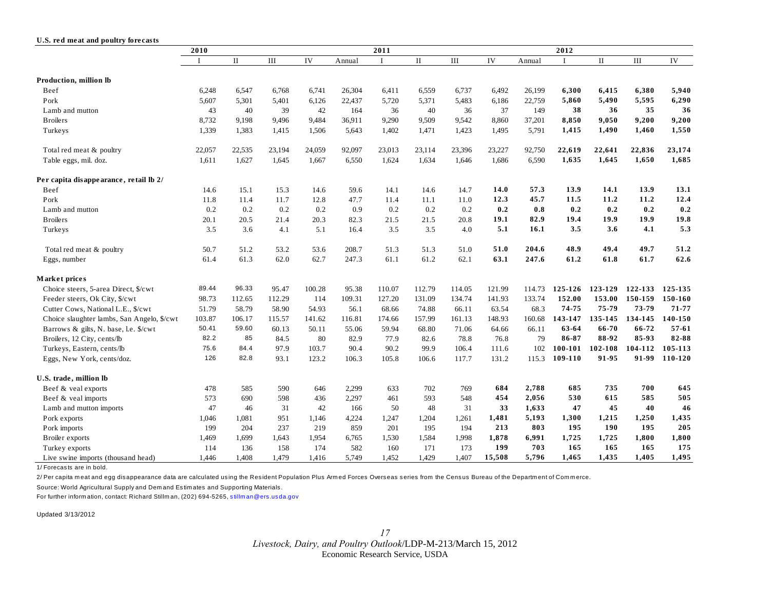**U.S. red meat and poultry forecasts**

| | 2010 | | | | | 2011 | | | | | 2012 | | | |
|---|---|---|---|---|---|---|---|---|---|---|---|---|---|---|
| | I | II | III | IV | Annual | I | II | III | IV | Annual | I | II | III | IV |
| **Production, million lb** | | | | | | | | | | | | | | |
| Beef | 6,248 | 6,547 | 6,768 | 6,741 | 26,304 | 6,411 | 6,559 | 6,737 | 6,492 | 26,199 | **6,300** | **6,415** | **6,380** | **5,940** |
| Pork | 5,607 | 5,301 | 5,401 | 6,126 | 22,437 | 5,720 | 5,371 | 5,483 | 6,186 | 22,759 | **5,860** | **5,490** | **5,595** | **6,290** |
| Lamb and mutton | 43 | 40 | 39 | 42 | 164 | 36 | 40 | 36 | 37 | 149 | **38** | **36** | **35** | **36** |
| Broilers | 8,732 | 9,198 | 9,496 | 9,484 | 36,911 | 9,290 | 9,509 | 9,542 | 8,860 | 37,201 | **8,850** | **9,050** | **9,200** | **9,200** |
| Turkeys | 1,339 | 1,383 | 1,415 | 1,506 | 5,643 | 1,402 | 1,471 | 1,423 | 1,495 | 5,791 | **1,415** | **1,490** | **1,460** | **1,550** |
| Total red meat & poultry | 22,057 | 22,535 | 23,194 | 24,059 | 92,097 | 23,013 | 23,114 | 23,396 | 23,227 | 92,750 | **22,619** | **22,641** | **22,836** | **23,174** |
| Table eggs, mil. doz. | 1,611 | 1,627 | 1,645 | 1,667 | 6,550 | 1,624 | 1,634 | 1,646 | 1,686 | 6,590 | **1,635** | **1,645** | **1,650** | **1,685** |
| **Per capita disappearance, retail lb 2/** | | | | | | | | | | | | | | |
| Beef | 14.6 | 15.1 | 15.3 | 14.6 | 59.6 | 14.1 | 14.6 | 14.7 | **14.0** | **57.3** | **13.9** | **14.1** | **13.9** | **13.1** |
| Pork | 11.8 | 11.4 | 11.7 | 12.8 | 47.7 | 11.4 | 11.1 | 11.0 | **12.3** | **45.7** | **11.5** | **11.2** | **11.2** | **12.4** |
| Lamb and mutton | 0.2 | 0.2 | 0.2 | 0.2 | 0.9 | 0.2 | 0.2 | 0.2 | **0.2** | **0.8** | **0.2** | **0.2** | **0.2** | **0.2** |
| Broilers | 20.1 | 20.5 | 21.4 | 20.3 | 82.3 | 21.5 | 21.5 | 20.8 | **19.1** | **82.9** | **19.4** | **19.9** | **19.9** | **19.8** |
| Turkeys | 3.5 | 3.6 | 4.1 | 5.1 | 16.4 | 3.5 | 3.5 | 4.0 | **5.1** | **16.1** | **3.5** | **3.6** | **4.1** | **5.3** |
| Total red meat & poultry | 50.7 | 51.2 | 53.2 | 53.6 | 208.7 | 51.3 | 51.3 | 51.0 | **51.0** | **204.6** | **48.9** | **49.4** | **49.7** | **51.2** |
| Eggs, number | 61.4 | 61.3 | 62.0 | 62.7 | 247.3 | 61.1 | 61.2 | 62.1 | **63.1** | **247.6** | **61.2** | **61.8** | **61.7** | **62.6** |
| **Market prices** | | | | | | | | | | | | | | |
| Choice steers, 5-area Direct, $/cwt | 89.44 | 96.33 | 95.47 | 100.28 | 95.38 | 110.07 | 112.79 | 114.05 | 121.99 | 114.73 | **125-126** | **123-129** | **122-133** | **125-135** |
| Feeder steers, Ok City, $/cwt | 98.73 | 112.65 | 112.29 | 114 | 109.31 | 127.20 | 131.09 | 134.74 | 141.93 | 133.74 | **152.00** | **153.00** | **150-159** | **150-160** |
| Cutter Cows, National L.E., $/cwt | 51.79 | 58.79 | 58.90 | 54.93 | 56.1 | 68.66 | 74.88 | 66.11 | 63.54 | 68.3 | **74-75** | **75-79** | **73-79** | **71-77** |
| Choice slaughter lambs, San Angelo, $/cwt | 103.87 | 106.17 | 115.57 | 141.62 | 116.81 | 174.66 | 157.99 | 161.13 | 148.93 | 160.68 | **143-147** | **135-145** | **134-145** | **140-150** |
| Barrows & gilts, N. base, l.e. $/cwt | 50.41 | 59.60 | 60.13 | 50.11 | 55.06 | 59.94 | 68.80 | 71.06 | 64.66 | 66.11 | **63-64** | **66-70** | **66-72** | **57-61** |
| Broilers, 12 City, cents/lb | 82.2 | 85 | 84.5 | 80 | 82.9 | 77.9 | 82.6 | 78.8 | 76.8 | 79 | **86-87** | **88-92** | **85-93** | **82-88** |
| Turkeys, Eastern, cents/lb | 75.6 | 84.4 | 97.9 | 103.7 | 90.4 | 90.2 | 99.9 | 106.4 | 111.6 | 102 | **100-101** | **102-108** | **104-112** | **105-113** |
| Eggs, New York, cents/doz. | 126 | 82.8 | 93.1 | 123.2 | 106.3 | 105.8 | 106.6 | 117.7 | 131.2 | 115.3 | **109-110** | **91-95** | **91-99** | **110-120** |
| **U.S. trade, million lb** | | | | | | | | | | | | | | |
| Beef & veal exports | 478 | 585 | 590 | 646 | 2,299 | 633 | 702 | 769 | **684** | **2,788** | **685** | **735** | **700** | **645** |
| Beef & veal imports | 573 | 690 | 598 | 436 | 2,297 | 461 | 593 | 548 | **454** | **2,056** | **530** | **615** | **585** | **505** |
| Lamb and mutton imports | 47 | 46 | 31 | 42 | 166 | 50 | 48 | 31 | **33** | **1,633** | **47** | **45** | **40** | **46** |
| Pork exports | 1,046 | 1,081 | 951 | 1,146 | 4,224 | 1,247 | 1,204 | 1,261 | **1,481** | **5,193** | **1,300** | **1,215** | **1,250** | **1,435** |
| Pork imports | 199 | 204 | 237 | 219 | 859 | 201 | 195 | 194 | **213** | **803** | **195** | **190** | **195** | **205** |
| Broiler exports | 1,469 | 1,699 | 1,643 | 1,954 | 6,765 | 1,530 | 1,584 | 1,998 | **1,878** | **6,991** | **1,725** | **1,725** | **1,800** | **1,800** |
| Turkey exports | 114 | 136 | 158 | 174 | 582 | 160 | 171 | 173 | **199** | **703** | **165** | **165** | **165** | **175** |
| Live swine imports (thousand head) | 1,446 | 1,408 | 1,479 | 1,416 | 5,749 | 1,452 | 1,429 | 1,407 | **15,508** | **5,796** | **1,465** | **1,435** | **1,405** | **1,495** |

1/ Forecasts are in bold.

2/ Per capita meat and egg disappearance data are calculated using the Resident Population Plus Armed Forces Overseas series from the Census Bureau of the Department of Commerce.

Source: World Agricultural Supply and Demand Estimates and Supporting Materials.

For further information, contact: Richard Stillman, (202) 694-5265, stillman@ers.usda.gov

Updated 3/13/2012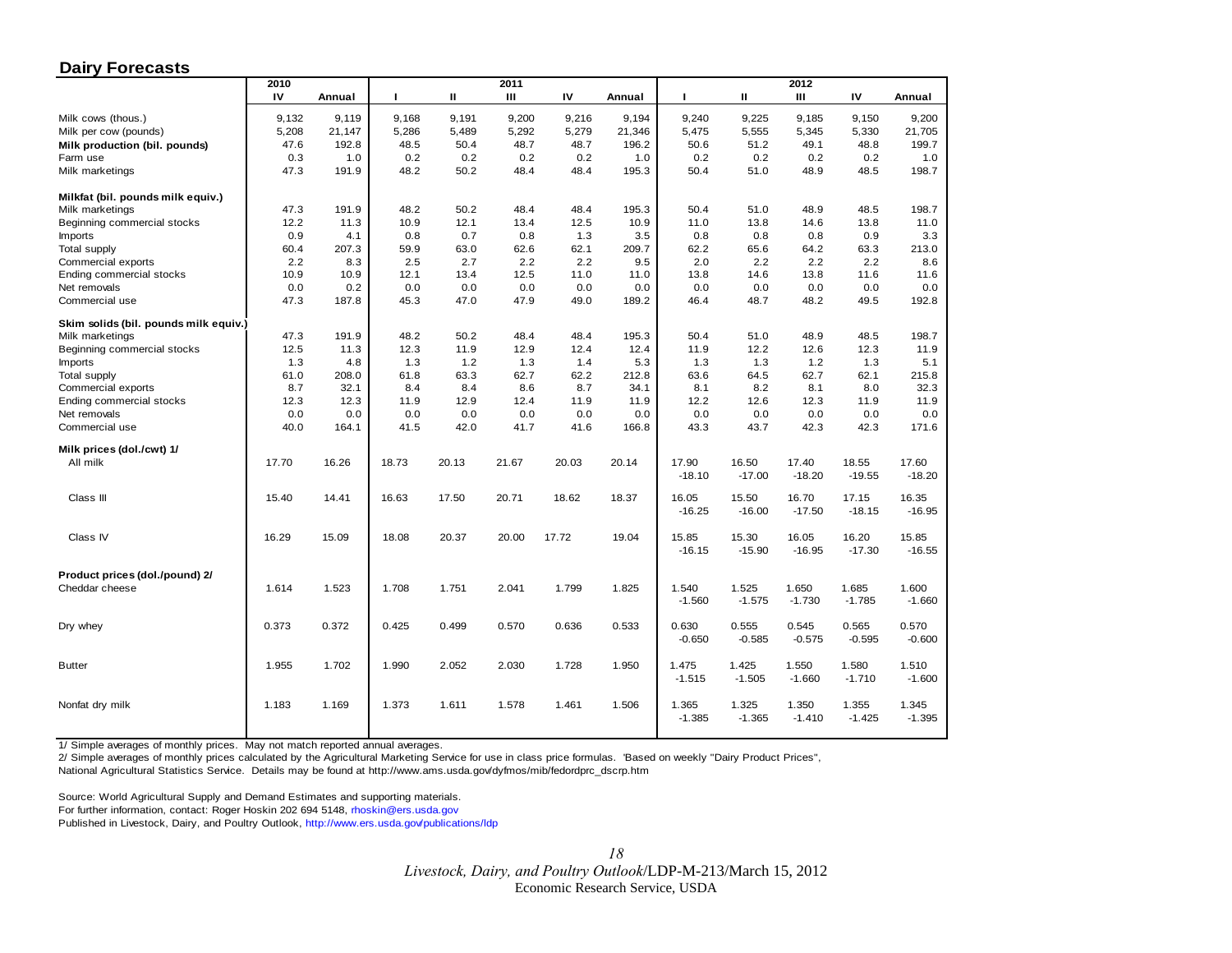## Dairy Forecasts

| | 2010 | | 2011 | | | | | 2012 | | | | |
|---|---|---|---|---|---|---|---|---|---|---|---|---|
| | IV | Annual | I | II | III | IV | Annual | I | II | III | IV | Annual |
| Milk cows (thous.) | 9,132 | 9,119 | 9,168 | 9,191 | 9,200 | 9,216 | 9,194 | 9,240 | 9,225 | 9,185 | 9,150 | 9,200 |
| Milk per cow (pounds) | 5,208 | 21,147 | 5,286 | 5,489 | 5,292 | 5,279 | 21,346 | 5,475 | 5,555 | 5,345 | 5,330 | 21,705 |
| **Milk production (bil. pounds)** | 47.6 | 192.8 | 48.5 | 50.4 | 48.7 | 48.7 | 196.2 | 50.6 | 51.2 | 49.1 | 48.8 | 199.7 |
| Farm use | 0.3 | 1.0 | 0.2 | 0.2 | 0.2 | 0.2 | 1.0 | 0.2 | 0.2 | 0.2 | 0.2 | 1.0 |
| Milk marketings | 47.3 | 191.9 | 48.2 | 50.2 | 48.4 | 48.4 | 195.3 | 50.4 | 51.0 | 48.9 | 48.5 | 198.7 |
| **Milkfat (bil. pounds milk equiv.)** | | | | | | | | | | | | |
| Milk marketings | 47.3 | 191.9 | 48.2 | 50.2 | 48.4 | 48.4 | 195.3 | 50.4 | 51.0 | 48.9 | 48.5 | 198.7 |
| Beginning commercial stocks | 12.2 | 11.3 | 10.9 | 12.1 | 13.4 | 12.5 | 10.9 | 11.0 | 13.8 | 14.6 | 13.8 | 11.0 |
| Imports | 0.9 | 4.1 | 0.8 | 0.7 | 0.8 | 1.3 | 3.5 | 0.8 | 0.8 | 0.8 | 0.9 | 3.3 |
| Total supply | 60.4 | 207.3 | 59.9 | 63.0 | 62.6 | 62.1 | 209.7 | 62.2 | 65.6 | 64.2 | 63.3 | 213.0 |
| Commercial exports | 2.2 | 8.3 | 2.5 | 2.7 | 2.2 | 2.2 | 9.5 | 2.0 | 2.2 | 2.2 | 2.2 | 8.6 |
| Ending commercial stocks | 10.9 | 10.9 | 12.1 | 13.4 | 12.5 | 11.0 | 11.0 | 13.8 | 14.6 | 13.8 | 11.6 | 11.6 |
| Net removals | 0.0 | 0.2 | 0.0 | 0.0 | 0.0 | 0.0 | 0.0 | 0.0 | 0.0 | 0.0 | 0.0 | 0.0 |
| Commercial use | 47.3 | 187.8 | 45.3 | 47.0 | 47.9 | 49.0 | 189.2 | 46.4 | 48.7 | 48.2 | 49.5 | 192.8 |
| **Skim solids (bil. pounds milk equiv.)** | | | | | | | | | | | | |
| Milk marketings | 47.3 | 191.9 | 48.2 | 50.2 | 48.4 | 48.4 | 195.3 | 50.4 | 51.0 | 48.9 | 48.5 | 198.7 |
| Beginning commercial stocks | 12.5 | 11.3 | 12.3 | 11.9 | 12.9 | 12.4 | 12.4 | 11.9 | 12.2 | 12.6 | 12.3 | 11.9 |
| Imports | 1.3 | 4.8 | 1.3 | 1.2 | 1.3 | 1.4 | 5.3 | 1.3 | 1.3 | 1.2 | 1.3 | 5.1 |
| Total supply | 61.0 | 208.0 | 61.8 | 63.3 | 62.7 | 62.2 | 212.8 | 63.6 | 64.5 | 62.7 | 62.1 | 215.8 |
| Commercial exports | 8.7 | 32.1 | 8.4 | 8.4 | 8.6 | 8.7 | 34.1 | 8.1 | 8.2 | 8.1 | 8.0 | 32.3 |
| Ending commercial stocks | 12.3 | 12.3 | 11.9 | 12.9 | 12.4 | 11.9 | 11.9 | 12.2 | 12.6 | 12.3 | 11.9 | 11.9 |
| Net removals | 0.0 | 0.0 | 0.0 | 0.0 | 0.0 | 0.0 | 0.0 | 0.0 | 0.0 | 0.0 | 0.0 | 0.0 |
| Commercial use | 40.0 | 164.1 | 41.5 | 42.0 | 41.7 | 41.6 | 166.8 | 43.3 | 43.7 | 42.3 | 42.3 | 171.6 |
| **Milk prices (dol./cwt) 1/** | | | | | | | | | | | | |
| All milk | 17.70 | 16.26 | 18.73 | 20.13 | 21.67 | 20.03 | 20.14 | 17.90 -18.10 | 16.50 -17.00 | 17.40 -18.20 | 18.55 -19.55 | 17.60 -18.20 |
| Class III | 15.40 | 14.41 | 16.63 | 17.50 | 20.71 | 18.62 | 18.37 | 16.05 -16.25 | 15.50 -16.00 | 16.70 -17.50 | 17.15 -18.15 | 16.35 -16.95 |
| Class IV | 16.29 | 15.09 | 18.08 | 20.37 | 20.00 | 17.72 | 19.04 | 15.85 -16.15 | 15.30 -15.90 | 16.05 -16.95 | 16.20 -17.30 | 15.85 -16.55 |
| **Product prices (dol./pound) 2/** | | | | | | | | | | | | |
| Cheddar cheese | 1.614 | 1.523 | 1.708 | 1.751 | 2.041 | 1.799 | 1.825 | 1.540 -1.560 | 1.525 -1.575 | 1.650 -1.730 | 1.685 -1.785 | 1.600 -1.660 |
| Dry whey | 0.373 | 0.372 | 0.425 | 0.499 | 0.570 | 0.636 | 0.533 | 0.630 -0.650 | 0.555 -0.585 | 0.545 -0.575 | 0.565 -0.595 | 0.570 -0.600 |
| Butter | 1.955 | 1.702 | 1.990 | 2.052 | 2.030 | 1.728 | 1.950 | 1.475 -1.515 | 1.425 -1.505 | 1.550 -1.660 | 1.580 -1.710 | 1.510 -1.600 |
| Nonfat dry milk | 1.183 | 1.169 | 1.373 | 1.611 | 1.578 | 1.461 | 1.506 | 1.365 -1.385 | 1.325 -1.365 | 1.350 -1.410 | 1.355 -1.425 | 1.345 -1.395 |

1/ Simple averages of monthly prices. May not match reported annual averages.

2/ Simple averages of monthly prices calculated by the Agricultural Marketing Service for use in class price formulas. 'Based on weekly "Dairy Product Prices", National Agricultural Statistics Service. Details may be found at http://www.ams.usda.gov/dyfmos/mib/fedordprc_dscrp.htm

Source: World Agricultural Supply and Demand Estimates and supporting materials.

For further information, contact: Roger Hoskin 202 694 5148, rhoskin@ers.usda.gov

Published in Livestock, Dairy, and Poultry Outlook, http://www.ers.usda.gov/publications/ldp